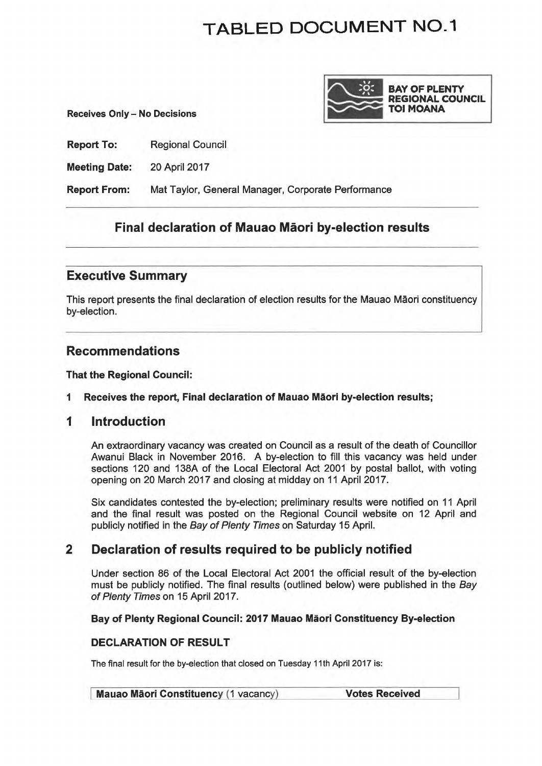# TABLED DOCUMENT NO.1

BAY OF PLENTY REGIONAL COUNCIL TOI MOANA

**Receives Only – No Decisions**

**Report To:** Regional Council

**Meeting Date:** 20 April 2017

**Report From:** Mat Taylor, General Manager, Corporate Performance

## Final declaration of Mauao Māori by-election results

## Executive Summary

This report presents the final declaration of election results for the Mauao Māori constituency by-election.

## Recommendations

**That the Regional Council:**

**1 Receives the report, Final declaration of Mauao Māori by-election results;**

## 1 Introduction

An extraordinary vacancy was created on Council as a result of the death of Councillor Awanui Black in November 2016. A by-election to fill this vacancy was held under sections 120 and 138A of the Local Electoral Act 2001 by postal ballot, with voting opening on 20 March 2017 and closing at midday on 11 April 2017.

Six candidates contested the by-election; preliminary results were notified on 11 April and the final result was posted on the Regional Council website on 12 April and publicly notified in the *Bay of Plenty Times* on Saturday 15 April.

## 2 Declaration of results required to be publicly notified

Under section 86 of the Local Electoral Act 2001 the official result of the by-election must be publicly notified. The final results (outlined below) were published in the *Bay of Plenty Times* on 15 April 2017.

**Bay of Plenty Regional Council: 2017 Mauao Māori Constituency By-election**

**DECLARATION OF RESULT**

The final result for the by-election that closed on Tuesday 11th April 2017 is:

| **Mauao Māori Constituency** (1 vacancy) | **Votes Received** |
|---|---|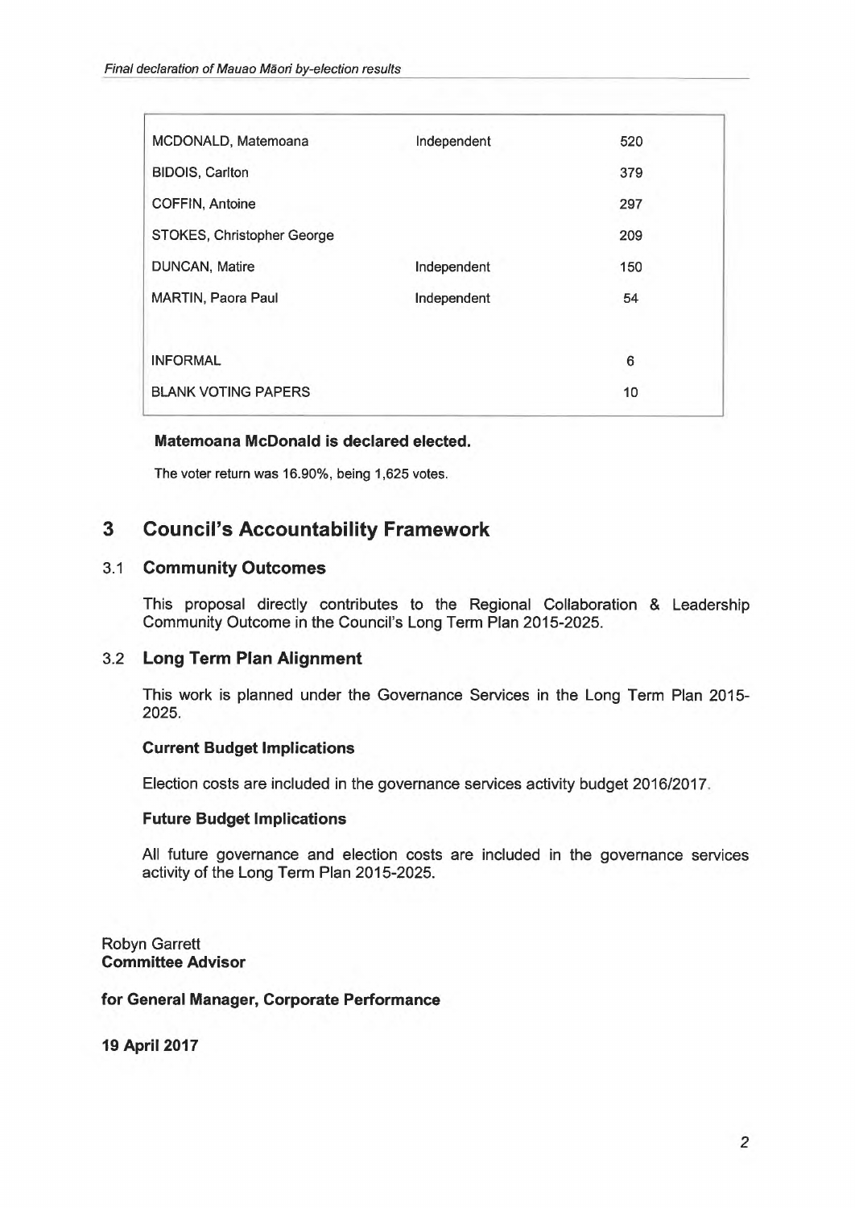| | | |
|---|---|---|
| MCDONALD, Matemoana | Independent | 520 |
| BIDOIS, Carlton | | 379 |
| COFFIN, Antoine | | 297 |
| STOKES, Christopher George | | 209 |
| DUNCAN, Matire | Independent | 150 |
| MARTIN, Paora Paul | Independent | 54 |
| | | |
| INFORMAL | | 6 |
| BLANK VOTING PAPERS | | 10 |

**Matemoana McDonald is declared elected.**

The voter return was 16.90%, being 1,625 votes.

## 3 Council's Accountability Framework

### 3.1 Community Outcomes

This proposal directly contributes to the Regional Collaboration & Leadership Community Outcome in the Council's Long Term Plan 2015-2025.

### 3.2 Long Term Plan Alignment

This work is planned under the Governance Services in the Long Term Plan 2015-2025.

**Current Budget Implications**

Election costs are included in the governance services activity budget 2016/2017.

**Future Budget Implications**

All future governance and election costs are included in the governance services activity of the Long Term Plan 2015-2025.

Robyn Garrett
**Committee Advisor**

**for General Manager, Corporate Performance**

**19 April 2017**